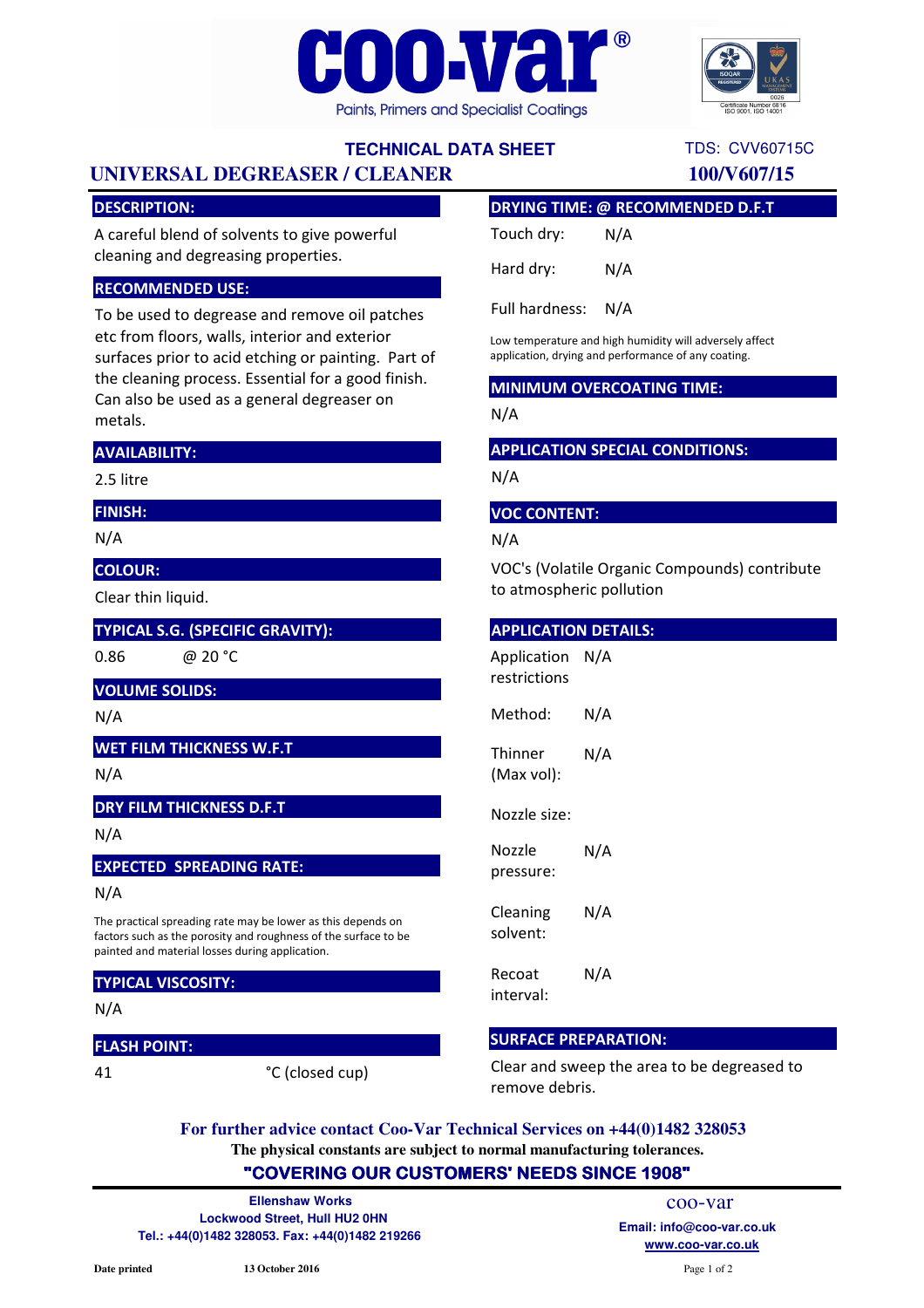# coo-var®

Paints, Primers and Specialist Coatings

Certificate Number 6816
ISO 9001, ISO 14001

**TECHNICAL DATA SHEET** TDS: CVV60715C

## UNIVERSAL DEGREASER / CLEANER

**100/V607/15**

### DESCRIPTION:

A careful blend of solvents to give powerful cleaning and degreasing properties.

### RECOMMENDED USE:

To be used to degrease and remove oil patches etc from floors, walls, interior and exterior surfaces prior to acid etching or painting. Part of the cleaning process. Essential for a good finish. Can also be used as a general degreaser on metals.

### AVAILABILITY:

2.5 litre

### FINISH:

N/A

### COLOUR:

Clear thin liquid.

### TYPICAL S.G. (SPECIFIC GRAVITY):

0.86 @ 20 °C

### VOLUME SOLIDS:

N/A

### WET FILM THICKNESS W.F.T

N/A

### DRY FILM THICKNESS D.F.T

N/A

### EXPECTED SPREADING RATE:

N/A

The practical spreading rate may be lower as this depends on factors such as the porosity and roughness of the surface to be painted and material losses during application.

### TYPICAL VISCOSITY:

N/A

### FLASH POINT:

41 °C (closed cup)

### DRYING TIME: @ RECOMMENDED D.F.T

Touch dry: N/A

Hard dry: N/A

Full hardness: N/A

Low temperature and high humidity will adversely affect application, drying and performance of any coating.

### MINIMUM OVERCOATING TIME:

N/A

### APPLICATION SPECIAL CONDITIONS:

N/A

### VOC CONTENT:

N/A

VOC's (Volatile Organic Compounds) contribute to atmospheric pollution

### APPLICATION DETAILS:

Application restrictions: N/A

Method: N/A

Thinner (Max vol): N/A

Nozzle size:

Nozzle pressure: N/A

Cleaning solvent: N/A

Recoat interval: N/A

### SURFACE PREPARATION:

Clear and sweep the area to be degreased to remove debris.

**For further advice contact Coo-Var Technical Services on +44(0)1482 328053**

**The physical constants are subject to normal manufacturing tolerances.**

**"COVERING OUR CUSTOMERS' NEEDS SINCE 1908"**

**Ellenshaw Works**
**Lockwood Street, Hull HU2 0HN**
**Tel.: +44(0)1482 328053. Fax: +44(0)1482 219266**

coo-var
**Email: info@coo-var.co.uk**
**www.coo-var.co.uk**

**Date printed** **13 October 2016**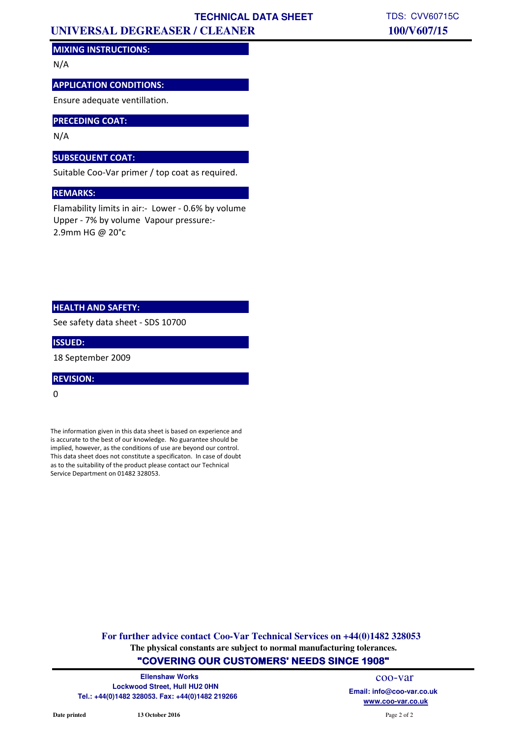## MIXING INSTRUCTIONS:

N/A

## APPLICATION CONDITIONS:

Ensure adequate ventillation.

## PRECEDING COAT:

N/A

## SUBSEQUENT COAT:

Suitable Coo-Var primer / top coat as required.

## REMARKS:

Flamability limits in air:- Lower - 0.6% by volume Upper - 7% by volume Vapour pressure:- 2.9mm HG @ 20°c

## HEALTH AND SAFETY:

See safety data sheet - SDS 10700

## ISSUED:

18 September 2009

## REVISION:

0

The information given in this data sheet is based on experience and is accurate to the best of our knowledge. No guarantee should be implied, however, as the conditions of use are beyond our control. This data sheet does not constitute a specificaton. In case of doubt as to the suitability of the product please contact our Technical Service Department on 01482 328053.

**For further advice contact Coo-Var Technical Services on +44(0)1482 328053**

**The physical constants are subject to normal manufacturing tolerances.**

**"COVERING OUR CUSTOMERS' NEEDS SINCE 1908"**

**Ellenshaw Works**
**Lockwood Street, Hull HU2 0HN**
**Tel.: +44(0)1482 328053. Fax: +44(0)1482 219266**

coo-var
**Email: info@coo-var.co.uk**
**www.coo-var.co.uk**

**Date printed** **13 October 2016**